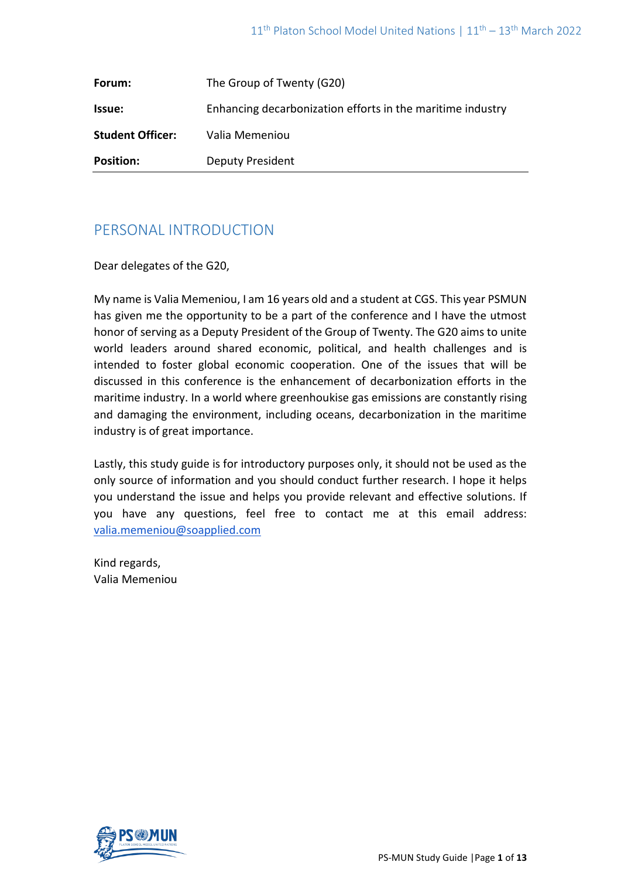| | |
|---|---|
| **Forum:** | The Group of Twenty (G20) |
| **Issue:** | Enhancing decarbonization efforts in the maritime industry |
| **Student Officer:** | Valia Memeniou |
| **Position:** | Deputy President |

## PERSONAL INTRODUCTION

Dear delegates of the G20,

My name is Valia Memeniou, I am 16 years old and a student at CGS. This year PSMUN has given me the opportunity to be a part of the conference and I have the utmost honor of serving as a Deputy President of the Group of Twenty. The G20 aims to unite world leaders around shared economic, political, and health challenges and is intended to foster global economic cooperation. One of the issues that will be discussed in this conference is the enhancement of decarbonization efforts in the maritime industry. In a world where greenhoukise gas emissions are constantly rising and damaging the environment, including oceans, decarbonization in the maritime industry is of great importance.

Lastly, this study guide is for introductory purposes only, it should not be used as the only source of information and you should conduct further research. I hope it helps you understand the issue and helps you provide relevant and effective solutions. If you have any questions, feel free to contact me at this email address: valia.memeniou@soapplied.com

Kind regards,
Valia Memeniou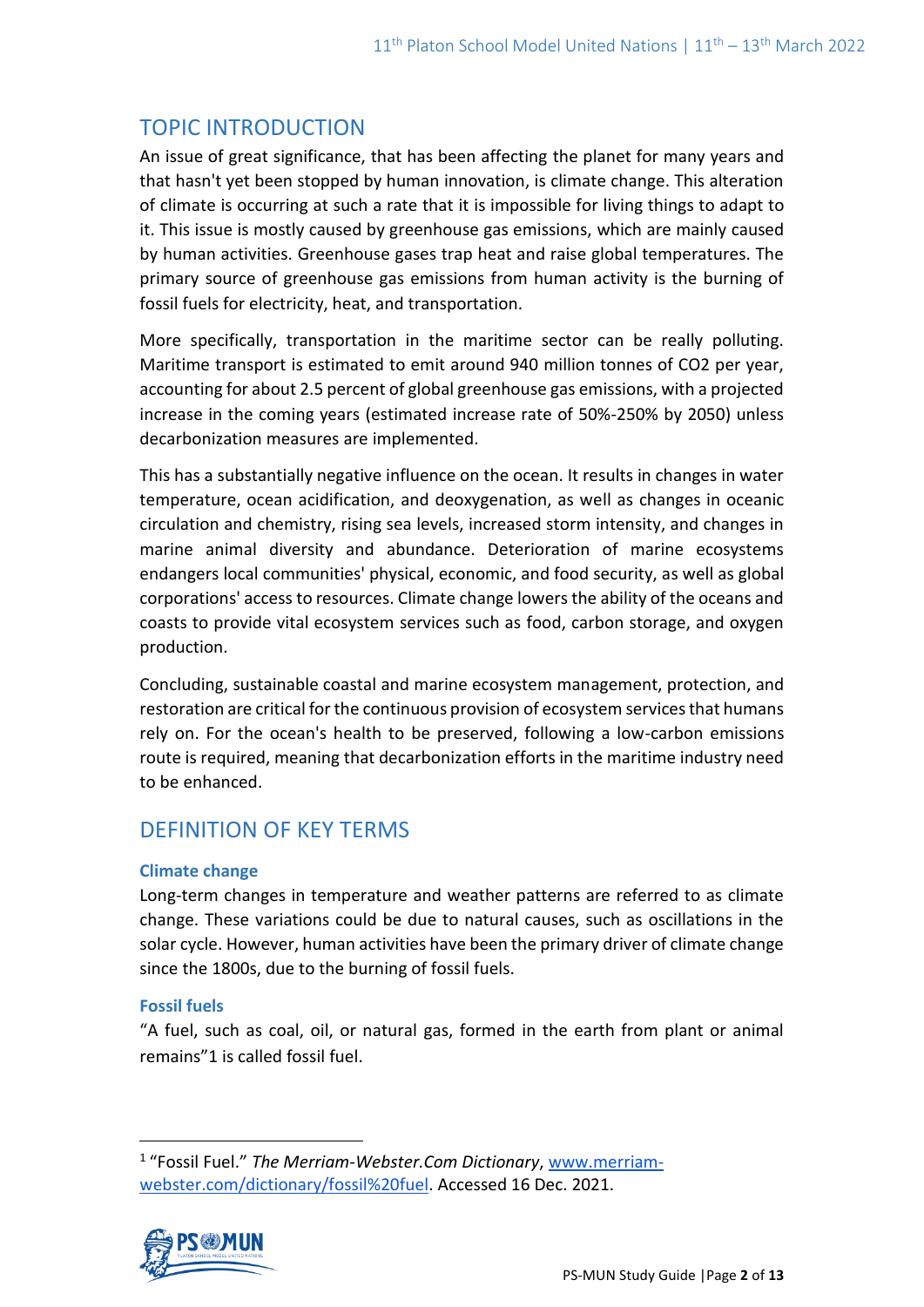## TOPIC INTRODUCTION

An issue of great significance, that has been affecting the planet for many years and that hasn't yet been stopped by human innovation, is climate change. This alteration of climate is occurring at such a rate that it is impossible for living things to adapt to it. This issue is mostly caused by greenhouse gas emissions, which are mainly caused by human activities. Greenhouse gases trap heat and raise global temperatures. The primary source of greenhouse gas emissions from human activity is the burning of fossil fuels for electricity, heat, and transportation.

More specifically, transportation in the maritime sector can be really polluting. Maritime transport is estimated to emit around 940 million tonnes of $CO_2$ per year, accounting for about 2.5 percent of global greenhouse gas emissions, with a projected increase in the coming years (estimated increase rate of 50%-250% by 2050) unless decarbonization measures are implemented.

This has a substantially negative influence on the ocean. It results in changes in water temperature, ocean acidification, and deoxygenation, as well as changes in oceanic circulation and chemistry, rising sea levels, increased storm intensity, and changes in marine animal diversity and abundance. Deterioration of marine ecosystems endangers local communities' physical, economic, and food security, as well as global corporations' access to resources. Climate change lowers the ability of the oceans and coasts to provide vital ecosystem services such as food, carbon storage, and oxygen production.

Concluding, sustainable coastal and marine ecosystem management, protection, and restoration are critical for the continuous provision of ecosystem services that humans rely on. For the ocean's health to be preserved, following a low-carbon emissions route is required, meaning that decarbonization efforts in the maritime industry need to be enhanced.

## DEFINITION OF KEY TERMS

### Climate change

Long-term changes in temperature and weather patterns are referred to as climate change. These variations could be due to natural causes, such as oscillations in the solar cycle. However, human activities have been the primary driver of climate change since the 1800s, due to the burning of fossil fuels.

### Fossil fuels

"A fuel, such as coal, oil, or natural gas, formed in the earth from plant or animal remains"1 is called fossil fuel.

---

[1] "Fossil Fuel." *The Merriam-Webster.Com Dictionary*, www.merriam-webster.com/dictionary/fossil%20fuel. Accessed 16 Dec. 2021.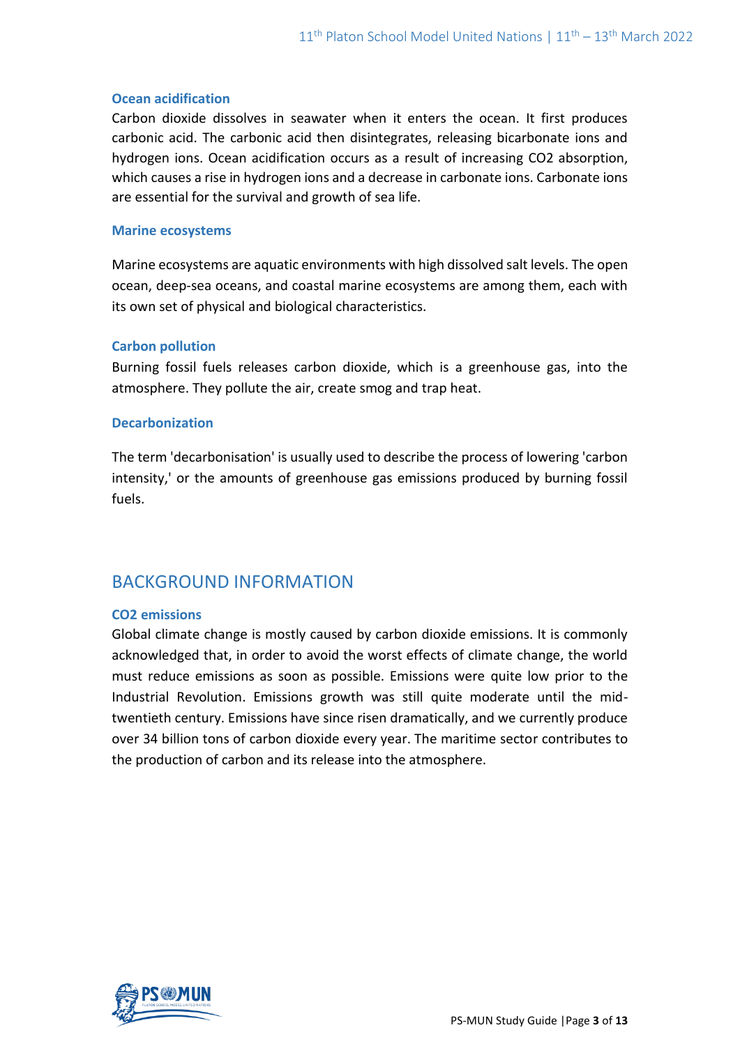### Ocean acidification

Carbon dioxide dissolves in seawater when it enters the ocean. It first produces carbonic acid. The carbonic acid then disintegrates, releasing bicarbonate ions and hydrogen ions. Ocean acidification occurs as a result of increasing $CO_2$ absorption, which causes a rise in hydrogen ions and a decrease in carbonate ions. Carbonate ions are essential for the survival and growth of sea life.

### Marine ecosystems

Marine ecosystems are aquatic environments with high dissolved salt levels. The open ocean, deep-sea oceans, and coastal marine ecosystems are among them, each with its own set of physical and biological characteristics.

### Carbon pollution

Burning fossil fuels releases carbon dioxide, which is a greenhouse gas, into the atmosphere. They pollute the air, create smog and trap heat.

### Decarbonization

The term 'decarbonisation' is usually used to describe the process of lowering 'carbon intensity,' or the amounts of greenhouse gas emissions produced by burning fossil fuels.

## BACKGROUND INFORMATION

### CO2 emissions

Global climate change is mostly caused by carbon dioxide emissions. It is commonly acknowledged that, in order to avoid the worst effects of climate change, the world must reduce emissions as soon as possible. Emissions were quite low prior to the Industrial Revolution. Emissions growth was still quite moderate until the mid-twentieth century. Emissions have since risen dramatically, and we currently produce over 34 billion tons of carbon dioxide every year. The maritime sector contributes to the production of carbon and its release into the atmosphere.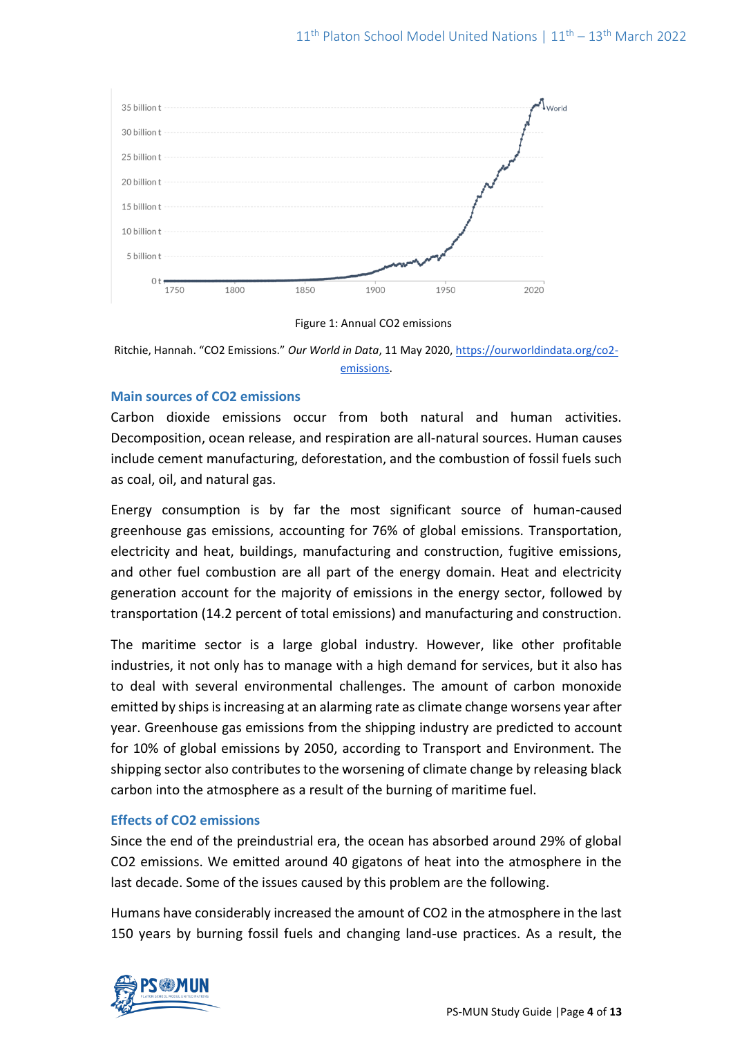Figure 1: Annual CO2 emissions

Ritchie, Hannah. "CO2 Emissions." *Our World in Data*, 11 May 2020, https://ourworldindata.org/co2-emissions.

### Main sources of CO2 emissions

Carbon dioxide emissions occur from both natural and human activities. Decomposition, ocean release, and respiration are all-natural sources. Human causes include cement manufacturing, deforestation, and the combustion of fossil fuels such as coal, oil, and natural gas.

Energy consumption is by far the most significant source of human-caused greenhouse gas emissions, accounting for 76% of global emissions. Transportation, electricity and heat, buildings, manufacturing and construction, fugitive emissions, and other fuel combustion are all part of the energy domain. Heat and electricity generation account for the majority of emissions in the energy sector, followed by transportation (14.2 percent of total emissions) and manufacturing and construction.

The maritime sector is a large global industry. However, like other profitable industries, it not only has to manage with a high demand for services, but it also has to deal with several environmental challenges. The amount of carbon monoxide emitted by ships is increasing at an alarming rate as climate change worsens year after year. Greenhouse gas emissions from the shipping industry are predicted to account for 10% of global emissions by 2050, according to Transport and Environment. The shipping sector also contributes to the worsening of climate change by releasing black carbon into the atmosphere as a result of the burning of maritime fuel.

### Effects of CO2 emissions

Since the end of the preindustrial era, the ocean has absorbed around 29% of global CO2 emissions. We emitted around 40 gigatons of heat into the atmosphere in the last decade. Some of the issues caused by this problem are the following.

Humans have considerably increased the amount of CO2 in the atmosphere in the last 150 years by burning fossil fuels and changing land-use practices. As a result, the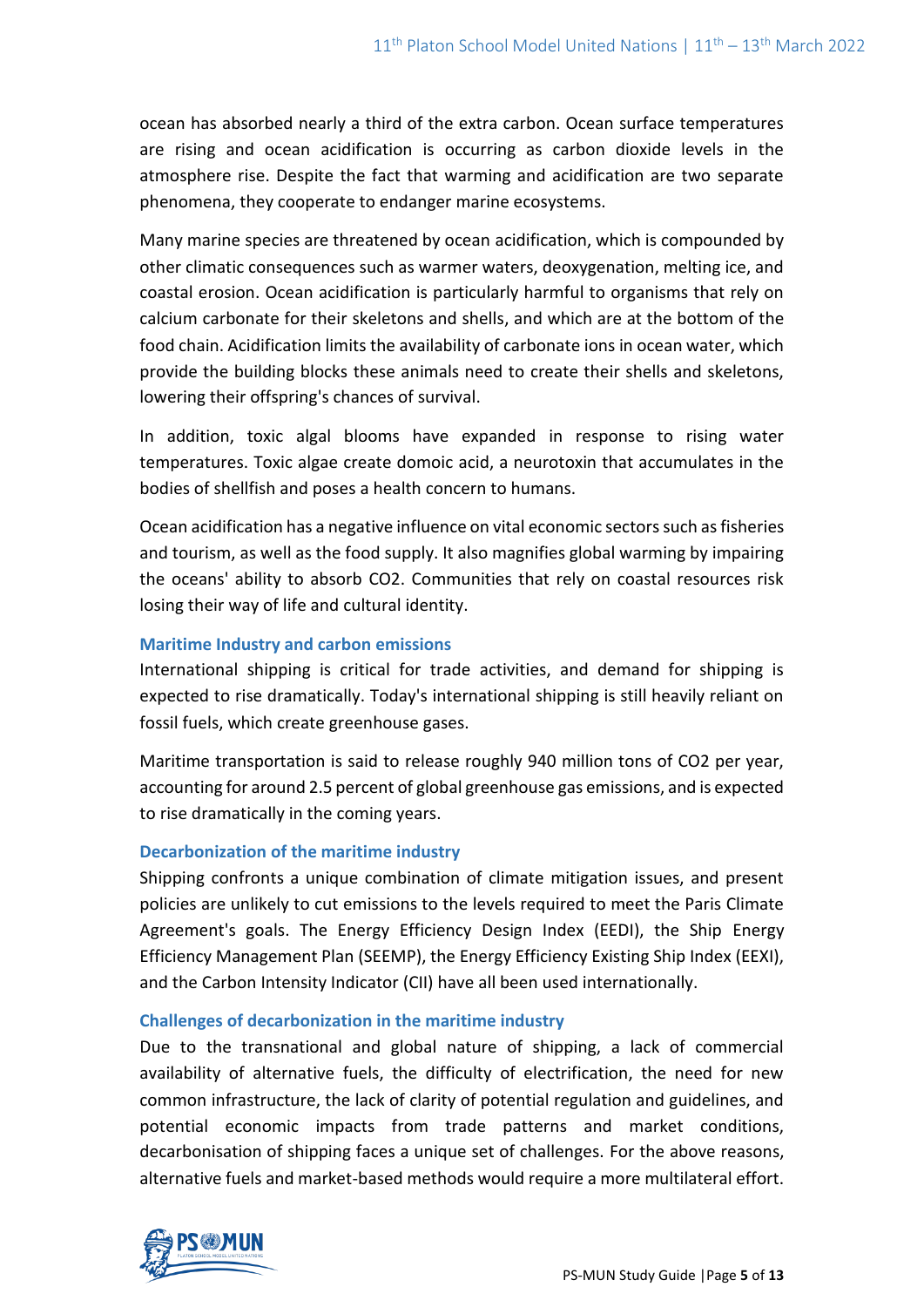ocean has absorbed nearly a third of the extra carbon. Ocean surface temperatures are rising and ocean acidification is occurring as carbon dioxide levels in the atmosphere rise. Despite the fact that warming and acidification are two separate phenomena, they cooperate to endanger marine ecosystems.

Many marine species are threatened by ocean acidification, which is compounded by other climatic consequences such as warmer waters, deoxygenation, melting ice, and coastal erosion. Ocean acidification is particularly harmful to organisms that rely on calcium carbonate for their skeletons and shells, and which are at the bottom of the food chain. Acidification limits the availability of carbonate ions in ocean water, which provide the building blocks these animals need to create their shells and skeletons, lowering their offspring's chances of survival.

In addition, toxic algal blooms have expanded in response to rising water temperatures. Toxic algae create domoic acid, a neurotoxin that accumulates in the bodies of shellfish and poses a health concern to humans.

Ocean acidification has a negative influence on vital economic sectors such as fisheries and tourism, as well as the food supply. It also magnifies global warming by impairing the oceans' ability to absorb $CO_2$. Communities that rely on coastal resources risk losing their way of life and cultural identity.

### Maritime Industry and carbon emissions

International shipping is critical for trade activities, and demand for shipping is expected to rise dramatically. Today's international shipping is still heavily reliant on fossil fuels, which create greenhouse gases.

Maritime transportation is said to release roughly 940 million tons of $CO_2$ per year, accounting for around 2.5 percent of global greenhouse gas emissions, and is expected to rise dramatically in the coming years.

### Decarbonization of the maritime industry

Shipping confronts a unique combination of climate mitigation issues, and present policies are unlikely to cut emissions to the levels required to meet the Paris Climate Agreement's goals. The Energy Efficiency Design Index (EEDI), the Ship Energy Efficiency Management Plan (SEEMP), the Energy Efficiency Existing Ship Index (EEXI), and the Carbon Intensity Indicator (CII) have all been used internationally.

### Challenges of decarbonization in the maritime industry

Due to the transnational and global nature of shipping, a lack of commercial availability of alternative fuels, the difficulty of electrification, the need for new common infrastructure, the lack of clarity of potential regulation and guidelines, and potential economic impacts from trade patterns and market conditions, decarbonisation of shipping faces a unique set of challenges. For the above reasons, alternative fuels and market-based methods would require a more multilateral effort.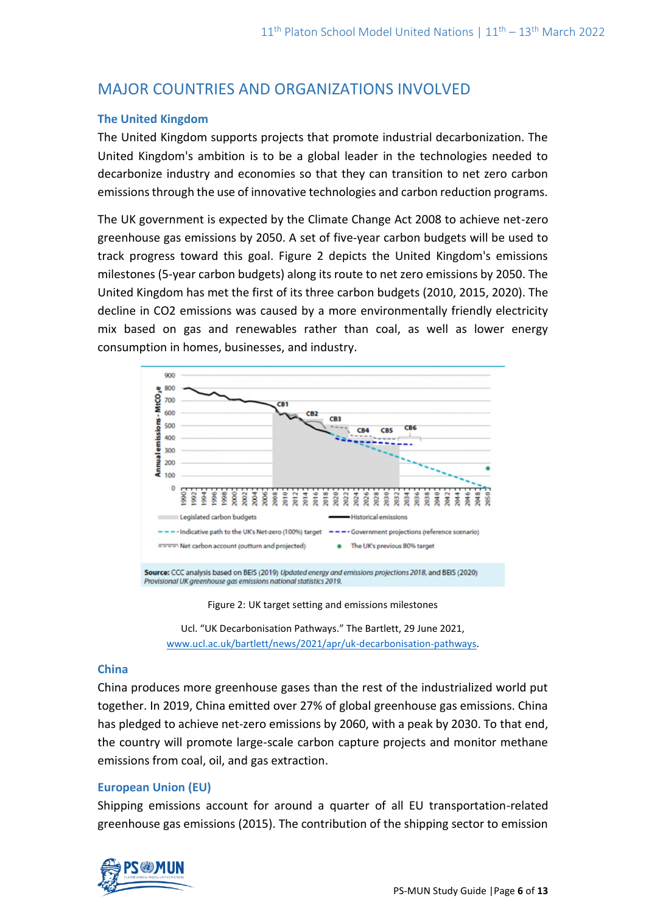## MAJOR COUNTRIES AND ORGANIZATIONS INVOLVED

### The United Kingdom

The United Kingdom supports projects that promote industrial decarbonization. The United Kingdom's ambition is to be a global leader in the technologies needed to decarbonize industry and economies so that they can transition to net zero carbon emissions through the use of innovative technologies and carbon reduction programs.

The UK government is expected by the Climate Change Act 2008 to achieve net-zero greenhouse gas emissions by 2050. A set of five-year carbon budgets will be used to track progress toward this goal. Figure 2 depicts the United Kingdom's emissions milestones (5-year carbon budgets) along its route to net zero emissions by 2050. The United Kingdom has met the first of its three carbon budgets (2010, 2015, 2020). The decline in $CO_2$ emissions was caused by a more environmentally friendly electricity mix based on gas and renewables rather than coal, as well as lower energy consumption in homes, businesses, and industry.

**Source:** CCC analysis based on BEIS (2019) *Updated energy and emissions projections 2018*, and BEIS (2020) *Provisional UK greenhouse gas emissions national statistics 2019*.

Figure 2: UK target setting and emissions milestones

Ucl. "UK Decarbonisation Pathways." The Bartlett, 29 June 2021, [www.ucl.ac.uk/bartlett/news/2021/apr/uk-decarbonisation-pathways](www.ucl.ac.uk/bartlett/news/2021/apr/uk-decarbonisation-pathways).

### China

China produces more greenhouse gases than the rest of the industrialized world put together. In 2019, China emitted over 27% of global greenhouse gas emissions. China has pledged to achieve net-zero emissions by 2060, with a peak by 2030. To that end, the country will promote large-scale carbon capture projects and monitor methane emissions from coal, oil, and gas extraction.

### European Union (EU)

Shipping emissions account for around a quarter of all EU transportation-related greenhouse gas emissions (2015). The contribution of the shipping sector to emission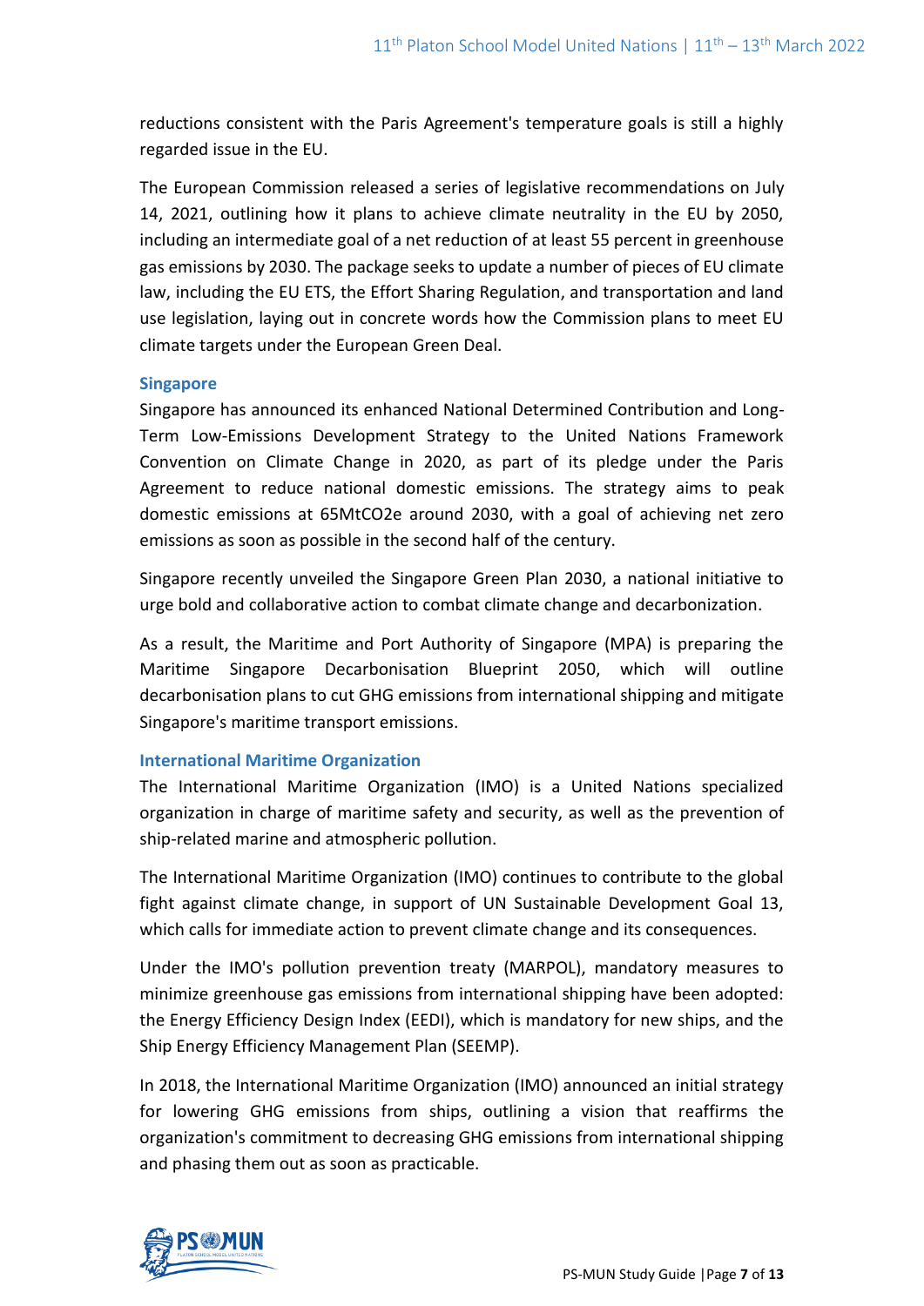reductions consistent with the Paris Agreement's temperature goals is still a highly regarded issue in the EU.

The European Commission released a series of legislative recommendations on July 14, 2021, outlining how it plans to achieve climate neutrality in the EU by 2050, including an intermediate goal of a net reduction of at least 55 percent in greenhouse gas emissions by 2030. The package seeks to update a number of pieces of EU climate law, including the EU ETS, the Effort Sharing Regulation, and transportation and land use legislation, laying out in concrete words how the Commission plans to meet EU climate targets under the European Green Deal.

### Singapore

Singapore has announced its enhanced National Determined Contribution and Long-Term Low-Emissions Development Strategy to the United Nations Framework Convention on Climate Change in 2020, as part of its pledge under the Paris Agreement to reduce national domestic emissions. The strategy aims to peak domestic emissions at 65MtCO2e around 2030, with a goal of achieving net zero emissions as soon as possible in the second half of the century.

Singapore recently unveiled the Singapore Green Plan 2030, a national initiative to urge bold and collaborative action to combat climate change and decarbonization.

As a result, the Maritime and Port Authority of Singapore (MPA) is preparing the Maritime Singapore Decarbonisation Blueprint 2050, which will outline decarbonisation plans to cut GHG emissions from international shipping and mitigate Singapore's maritime transport emissions.

### International Maritime Organization

The International Maritime Organization (IMO) is a United Nations specialized organization in charge of maritime safety and security, as well as the prevention of ship-related marine and atmospheric pollution.

The International Maritime Organization (IMO) continues to contribute to the global fight against climate change, in support of UN Sustainable Development Goal 13, which calls for immediate action to prevent climate change and its consequences.

Under the IMO's pollution prevention treaty (MARPOL), mandatory measures to minimize greenhouse gas emissions from international shipping have been adopted: the Energy Efficiency Design Index (EEDI), which is mandatory for new ships, and the Ship Energy Efficiency Management Plan (SEEMP).

In 2018, the International Maritime Organization (IMO) announced an initial strategy for lowering GHG emissions from ships, outlining a vision that reaffirms the organization's commitment to decreasing GHG emissions from international shipping and phasing them out as soon as practicable.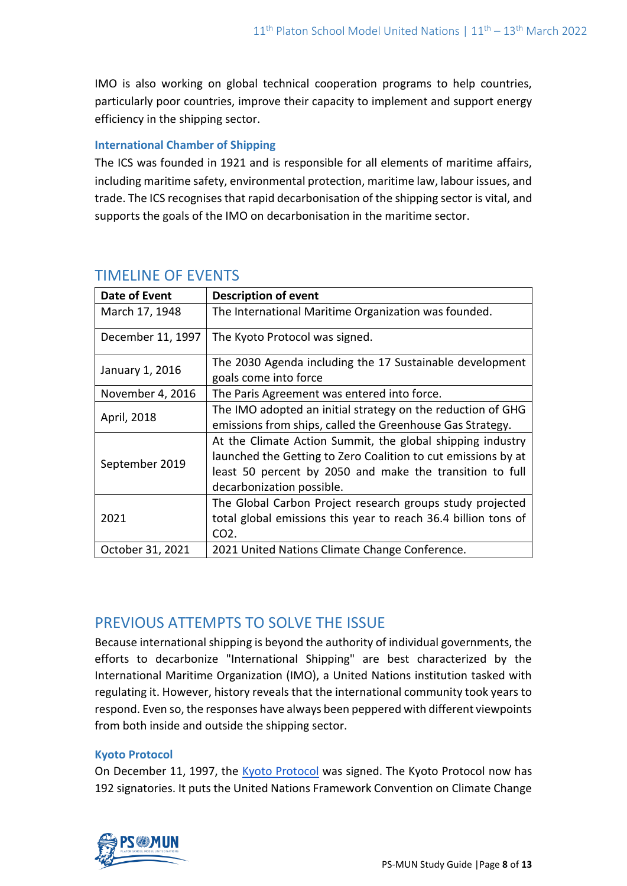IMO is also working on global technical cooperation programs to help countries, particularly poor countries, improve their capacity to implement and support energy efficiency in the shipping sector.

### International Chamber of Shipping

The ICS was founded in 1921 and is responsible for all elements of maritime affairs, including maritime safety, environmental protection, maritime law, labour issues, and trade. The ICS recognises that rapid decarbonisation of the shipping sector is vital, and supports the goals of the IMO on decarbonisation in the maritime sector.

## TIMELINE OF EVENTS

| Date of Event | Description of event |
|---|---|
| March 17, 1948 | The International Maritime Organization was founded. |
| December 11, 1997 | The Kyoto Protocol was signed. |
| January 1, 2016 | The 2030 Agenda including the 17 Sustainable development goals come into force |
| November 4, 2016 | The Paris Agreement was entered into force. |
| April, 2018 | The IMO adopted an initial strategy on the reduction of GHG emissions from ships, called the Greenhouse Gas Strategy. |
| September 2019 | At the Climate Action Summit, the global shipping industry launched the Getting to Zero Coalition to cut emissions by at least 50 percent by 2050 and make the transition to full decarbonization possible. |
| 2021 | The Global Carbon Project research groups study projected total global emissions this year to reach 36.4 billion tons of $CO_2$. |
| October 31, 2021 | 2021 United Nations Climate Change Conference. |

## PREVIOUS ATTEMPTS TO SOLVE THE ISSUE

Because international shipping is beyond the authority of individual governments, the efforts to decarbonize "International Shipping" are best characterized by the International Maritime Organization (IMO), a United Nations institution tasked with regulating it. However, history reveals that the international community took years to respond. Even so, the responses have always been peppered with different viewpoints from both inside and outside the shipping sector.

### Kyoto Protocol

On December 11, 1997, the Kyoto Protocol was signed. The Kyoto Protocol now has 192 signatories. It puts the United Nations Framework Convention on Climate Change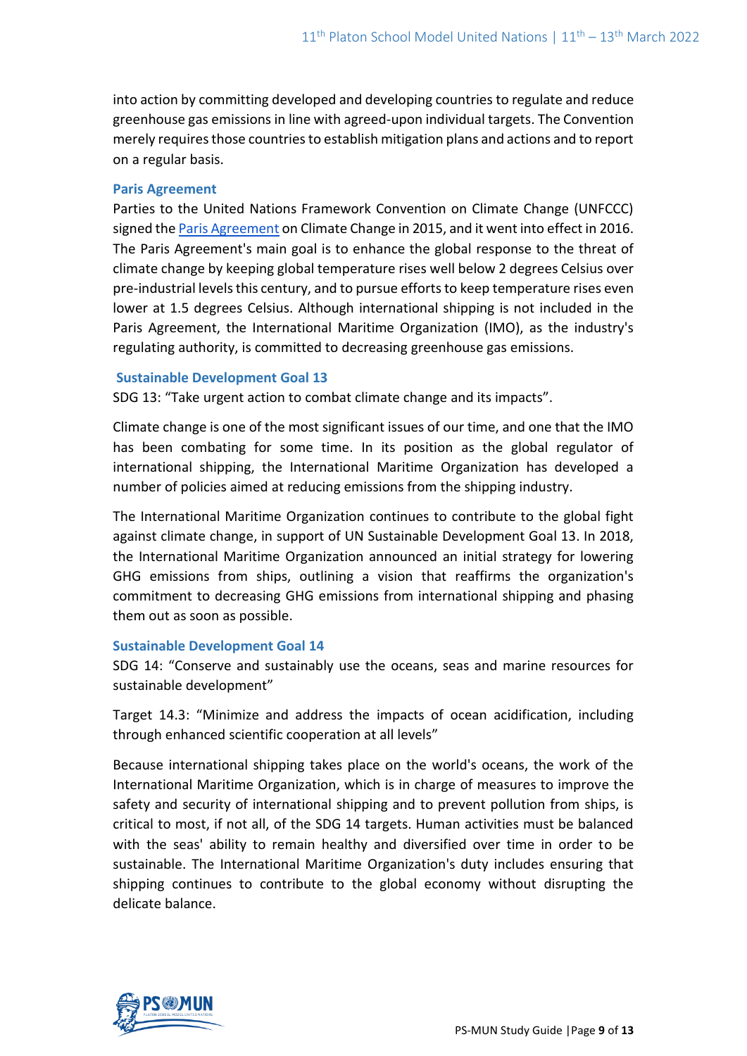into action by committing developed and developing countries to regulate and reduce greenhouse gas emissions in line with agreed-upon individual targets. The Convention merely requires those countries to establish mitigation plans and actions and to report on a regular basis.

### Paris Agreement

Parties to the United Nations Framework Convention on Climate Change (UNFCCC) signed the Paris Agreement on Climate Change in 2015, and it went into effect in 2016. The Paris Agreement's main goal is to enhance the global response to the threat of climate change by keeping global temperature rises well below 2 degrees Celsius over pre-industrial levels this century, and to pursue efforts to keep temperature rises even lower at 1.5 degrees Celsius. Although international shipping is not included in the Paris Agreement, the International Maritime Organization (IMO), as the industry's regulating authority, is committed to decreasing greenhouse gas emissions.

### Sustainable Development Goal 13

SDG 13: "Take urgent action to combat climate change and its impacts".

Climate change is one of the most significant issues of our time, and one that the IMO has been combating for some time. In its position as the global regulator of international shipping, the International Maritime Organization has developed a number of policies aimed at reducing emissions from the shipping industry.

The International Maritime Organization continues to contribute to the global fight against climate change, in support of UN Sustainable Development Goal 13. In 2018, the International Maritime Organization announced an initial strategy for lowering GHG emissions from ships, outlining a vision that reaffirms the organization's commitment to decreasing GHG emissions from international shipping and phasing them out as soon as possible.

### Sustainable Development Goal 14

SDG 14: "Conserve and sustainably use the oceans, seas and marine resources for sustainable development"

Target 14.3: "Minimize and address the impacts of ocean acidification, including through enhanced scientific cooperation at all levels"

Because international shipping takes place on the world's oceans, the work of the International Maritime Organization, which is in charge of measures to improve the safety and security of international shipping and to prevent pollution from ships, is critical to most, if not all, of the SDG 14 targets. Human activities must be balanced with the seas' ability to remain healthy and diversified over time in order to be sustainable. The International Maritime Organization's duty includes ensuring that shipping continues to contribute to the global economy without disrupting the delicate balance.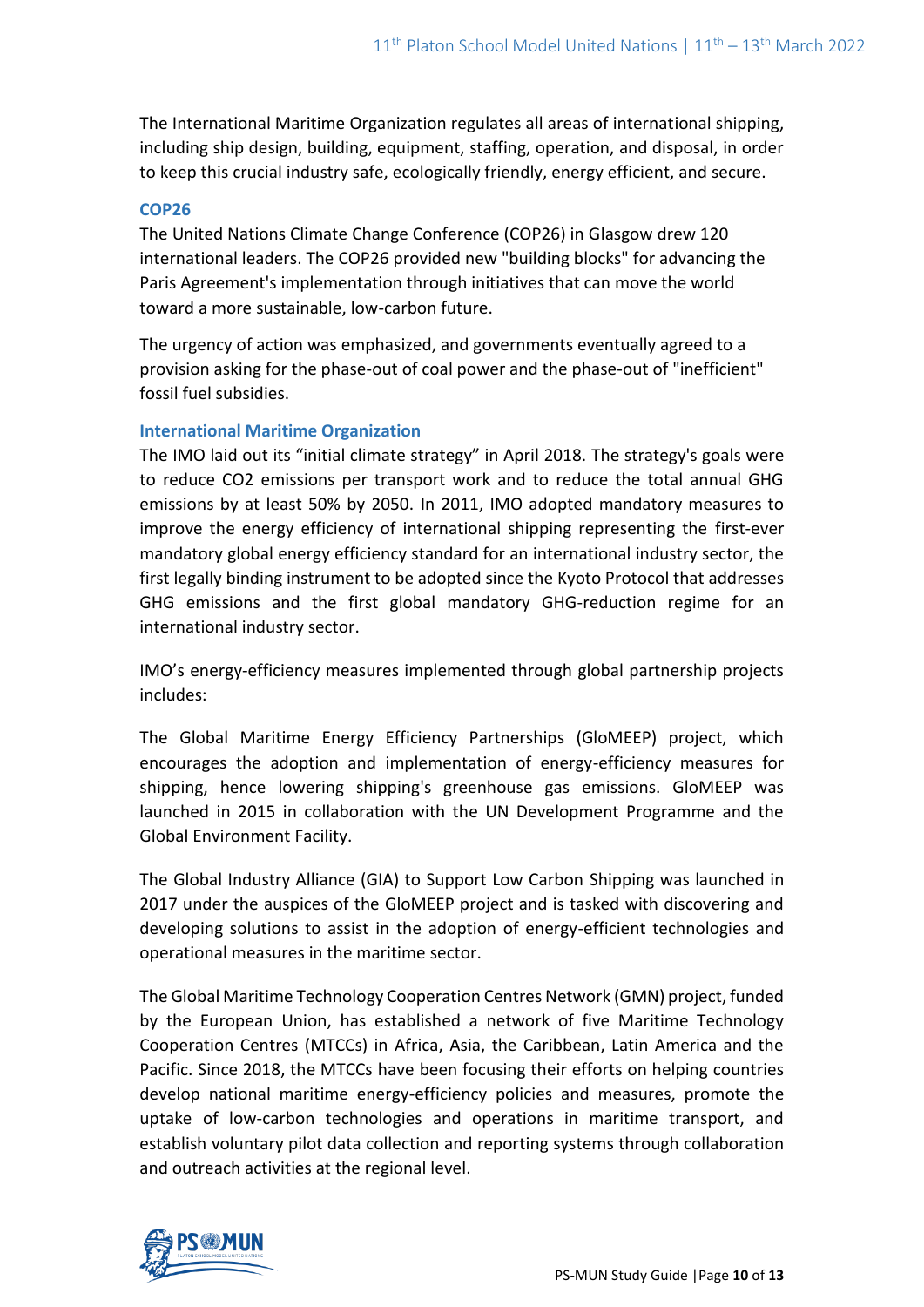The International Maritime Organization regulates all areas of international shipping, including ship design, building, equipment, staffing, operation, and disposal, in order to keep this crucial industry safe, ecologically friendly, energy efficient, and secure.

### COP26

The United Nations Climate Change Conference (COP26) in Glasgow drew 120 international leaders. The COP26 provided new "building blocks" for advancing the Paris Agreement's implementation through initiatives that can move the world toward a more sustainable, low-carbon future.

The urgency of action was emphasized, and governments eventually agreed to a provision asking for the phase-out of coal power and the phase-out of "inefficient" fossil fuel subsidies.

### International Maritime Organization

The IMO laid out its "initial climate strategy" in April 2018. The strategy's goals were to reduce CO2 emissions per transport work and to reduce the total annual GHG emissions by at least 50% by 2050. In 2011, IMO adopted mandatory measures to improve the energy efficiency of international shipping representing the first-ever mandatory global energy efficiency standard for an international industry sector, the first legally binding instrument to be adopted since the Kyoto Protocol that addresses GHG emissions and the first global mandatory GHG-reduction regime for an international industry sector.

IMO's energy-efficiency measures implemented through global partnership projects includes:

The Global Maritime Energy Efficiency Partnerships (GloMEEP) project, which encourages the adoption and implementation of energy-efficiency measures for shipping, hence lowering shipping's greenhouse gas emissions. GloMEEP was launched in 2015 in collaboration with the UN Development Programme and the Global Environment Facility.

The Global Industry Alliance (GIA) to Support Low Carbon Shipping was launched in 2017 under the auspices of the GloMEEP project and is tasked with discovering and developing solutions to assist in the adoption of energy-efficient technologies and operational measures in the maritime sector.

The Global Maritime Technology Cooperation Centres Network (GMN) project, funded by the European Union, has established a network of five Maritime Technology Cooperation Centres (MTCCs) in Africa, Asia, the Caribbean, Latin America and the Pacific. Since 2018, the MTCCs have been focusing their efforts on helping countries develop national maritime energy-efficiency policies and measures, promote the uptake of low-carbon technologies and operations in maritime transport, and establish voluntary pilot data collection and reporting systems through collaboration and outreach activities at the regional level.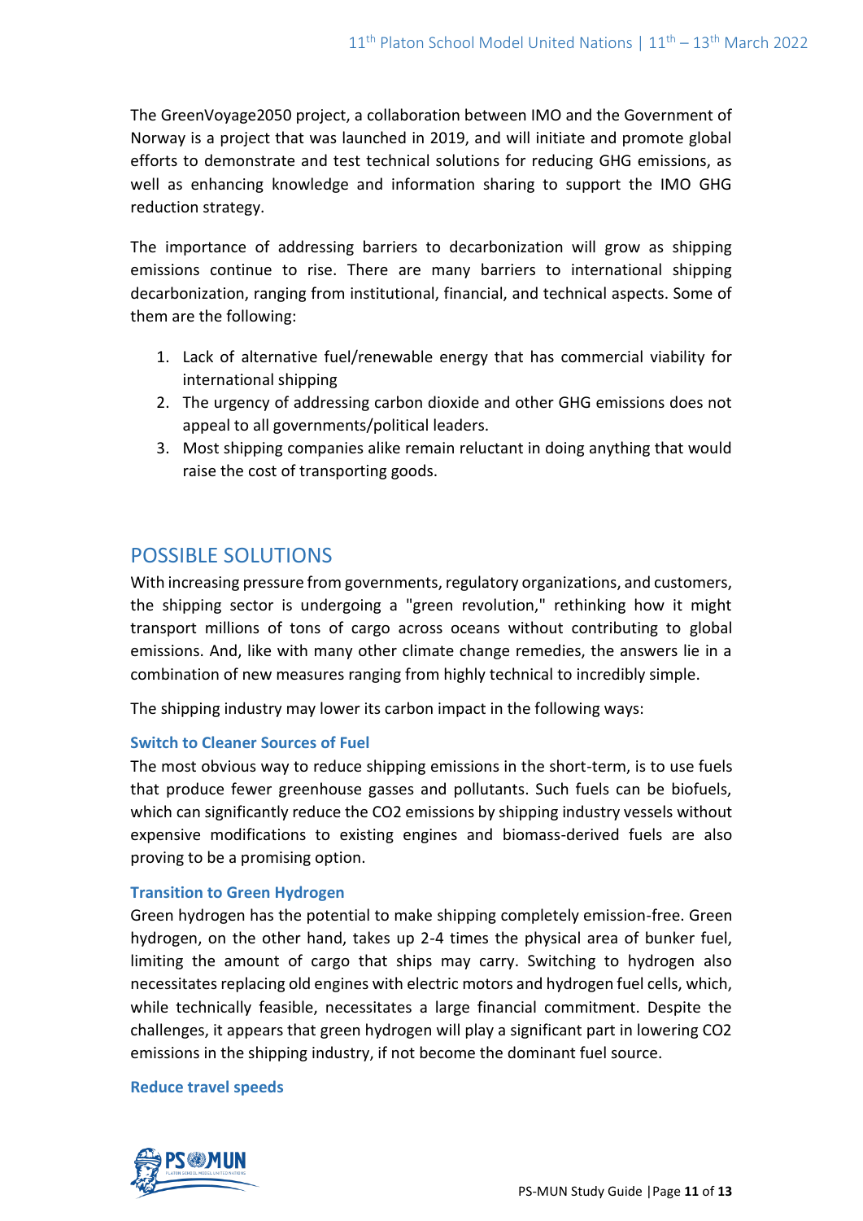The GreenVoyage2050 project, a collaboration between IMO and the Government of Norway is a project that was launched in 2019, and will initiate and promote global efforts to demonstrate and test technical solutions for reducing GHG emissions, as well as enhancing knowledge and information sharing to support the IMO GHG reduction strategy.

The importance of addressing barriers to decarbonization will grow as shipping emissions continue to rise. There are many barriers to international shipping decarbonization, ranging from institutional, financial, and technical aspects. Some of them are the following:

1. Lack of alternative fuel/renewable energy that has commercial viability for international shipping
2. The urgency of addressing carbon dioxide and other GHG emissions does not appeal to all governments/political leaders.
3. Most shipping companies alike remain reluctant in doing anything that would raise the cost of transporting goods.

## POSSIBLE SOLUTIONS

With increasing pressure from governments, regulatory organizations, and customers, the shipping sector is undergoing a "green revolution," rethinking how it might transport millions of tons of cargo across oceans without contributing to global emissions. And, like with many other climate change remedies, the answers lie in a combination of new measures ranging from highly technical to incredibly simple.

The shipping industry may lower its carbon impact in the following ways:

### Switch to Cleaner Sources of Fuel

The most obvious way to reduce shipping emissions in the short-term, is to use fuels that produce fewer greenhouse gasses and pollutants. Such fuels can be biofuels, which can significantly reduce the $CO_2$ emissions by shipping industry vessels without expensive modifications to existing engines and biomass-derived fuels are also proving to be a promising option.

### Transition to Green Hydrogen

Green hydrogen has the potential to make shipping completely emission-free. Green hydrogen, on the other hand, takes up 2-4 times the physical area of bunker fuel, limiting the amount of cargo that ships may carry. Switching to hydrogen also necessitates replacing old engines with electric motors and hydrogen fuel cells, which, while technically feasible, necessitates a large financial commitment. Despite the challenges, it appears that green hydrogen will play a significant part in lowering $CO_2$ emissions in the shipping industry, if not become the dominant fuel source.

### Reduce travel speeds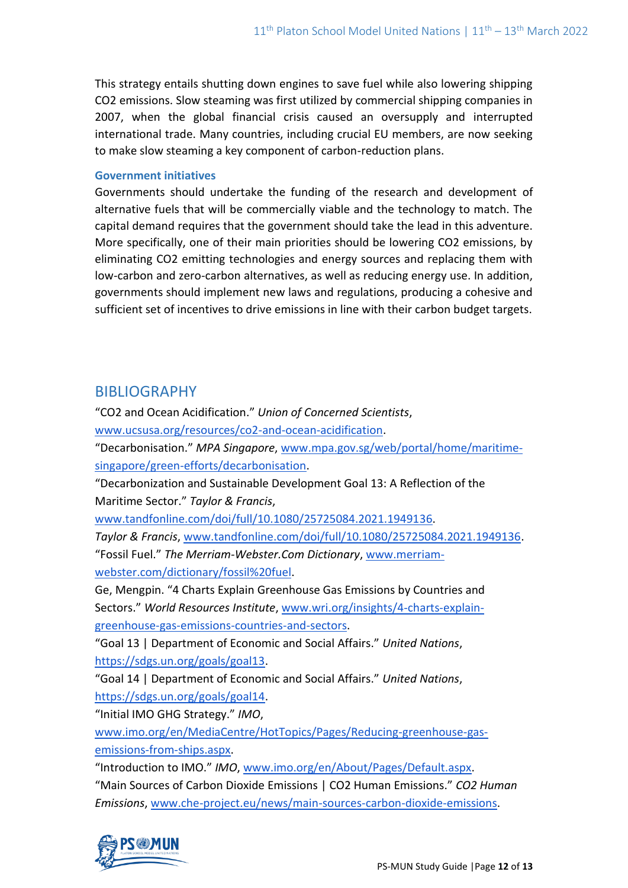This strategy entails shutting down engines to save fuel while also lowering shipping $CO_2$ emissions. Slow steaming was first utilized by commercial shipping companies in 2007, when the global financial crisis caused an oversupply and interrupted international trade. Many countries, including crucial EU members, are now seeking to make slow steaming a key component of carbon-reduction plans.

### Government initiatives

Governments should undertake the funding of the research and development of alternative fuels that will be commercially viable and the technology to match. The capital demand requires that the government should take the lead in this adventure. More specifically, one of their main priorities should be lowering $CO_2$ emissions, by eliminating $CO_2$ emitting technologies and energy sources and replacing them with low-carbon and zero-carbon alternatives, as well as reducing energy use. In addition, governments should implement new laws and regulations, producing a cohesive and sufficient set of incentives to drive emissions in line with their carbon budget targets.

## BIBLIOGRAPHY

"CO2 and Ocean Acidification." *Union of Concerned Scientists*, www.ucsusa.org/resources/co2-and-ocean-acidification.

"Decarbonisation." *MPA Singapore*, www.mpa.gov.sg/web/portal/home/maritime-singapore/green-efforts/decarbonisation.

"Decarbonization and Sustainable Development Goal 13: A Reflection of the Maritime Sector." *Taylor & Francis*, www.tandfonline.com/doi/full/10.1080/25725084.2021.1949136.

*Taylor & Francis*, www.tandfonline.com/doi/full/10.1080/25725084.2021.1949136.

"Fossil Fuel." *The Merriam-Webster.Com Dictionary*, www.merriam-webster.com/dictionary/fossil%20fuel.

Ge, Mengpin. "4 Charts Explain Greenhouse Gas Emissions by Countries and Sectors." *World Resources Institute*, www.wri.org/insights/4-charts-explain-greenhouse-gas-emissions-countries-and-sectors.

"Goal 13 | Department of Economic and Social Affairs." *United Nations*, https://sdgs.un.org/goals/goal13.

"Goal 14 | Department of Economic and Social Affairs." *United Nations*, https://sdgs.un.org/goals/goal14.

"Initial IMO GHG Strategy." *IMO*, www.imo.org/en/MediaCentre/HotTopics/Pages/Reducing-greenhouse-gas-emissions-from-ships.aspx.

"Introduction to IMO." *IMO*, www.imo.org/en/About/Pages/Default.aspx.

"Main Sources of Carbon Dioxide Emissions | CO2 Human Emissions." *CO2 Human Emissions*, www.che-project.eu/news/main-sources-carbon-dioxide-emissions.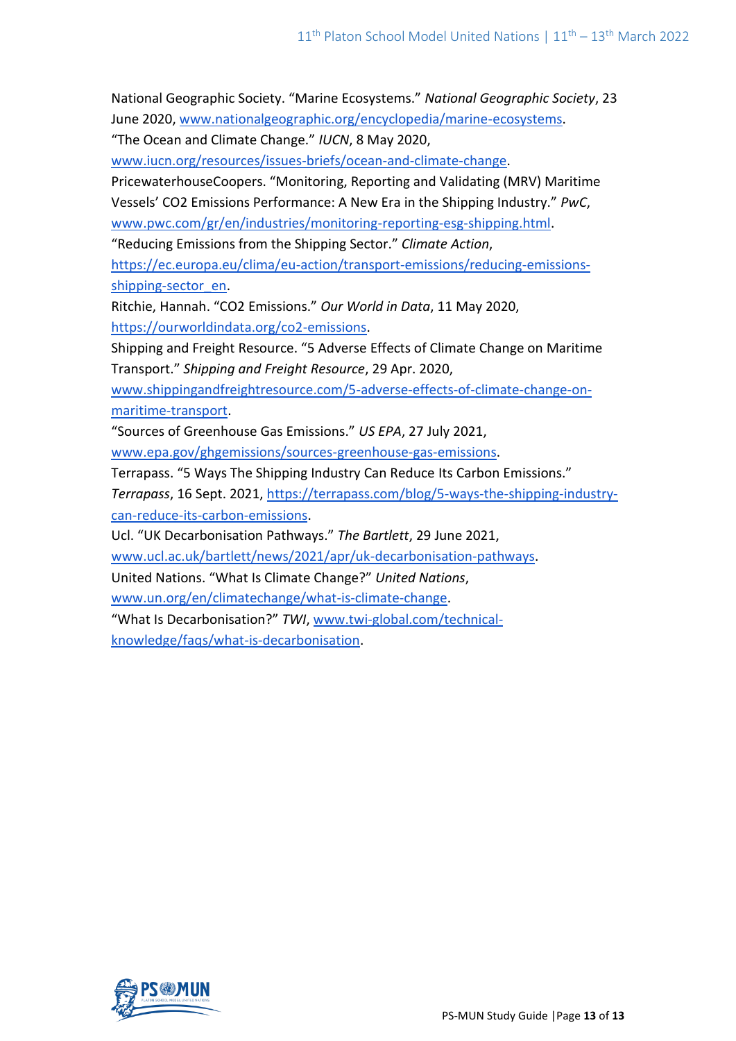National Geographic Society. “Marine Ecosystems.” *National Geographic Society*, 23 June 2020, www.nationalgeographic.org/encyclopedia/marine-ecosystems.

“The Ocean and Climate Change.” *IUCN*, 8 May 2020, www.iucn.org/resources/issues-briefs/ocean-and-climate-change.

PricewaterhouseCoopers. “Monitoring, Reporting and Validating (MRV) Maritime Vessels’ CO2 Emissions Performance: A New Era in the Shipping Industry.” *PwC*, www.pwc.com/gr/en/industries/monitoring-reporting-esg-shipping.html.

“Reducing Emissions from the Shipping Sector.” *Climate Action*, https://ec.europa.eu/clima/eu-action/transport-emissions/reducing-emissions-shipping-sector_en.

Ritchie, Hannah. “CO2 Emissions.” *Our World in Data*, 11 May 2020, https://ourworldindata.org/co2-emissions.

Shipping and Freight Resource. “5 Adverse Effects of Climate Change on Maritime Transport.” *Shipping and Freight Resource*, 29 Apr. 2020, www.shippingandfreightresource.com/5-adverse-effects-of-climate-change-on-maritime-transport.

“Sources of Greenhouse Gas Emissions.” *US EPA*, 27 July 2021, www.epa.gov/ghgemissions/sources-greenhouse-gas-emissions.

Terrapass. “5 Ways The Shipping Industry Can Reduce Its Carbon Emissions.” *Terrapass*, 16 Sept. 2021, https://terrapass.com/blog/5-ways-the-shipping-industry-can-reduce-its-carbon-emissions.

Ucl. “UK Decarbonisation Pathways.” *The Bartlett*, 29 June 2021, www.ucl.ac.uk/bartlett/news/2021/apr/uk-decarbonisation-pathways.

United Nations. “What Is Climate Change?” *United Nations*, www.un.org/en/climatechange/what-is-climate-change.

“What Is Decarbonisation?” *TWI*, www.twi-global.com/technical-knowledge/faqs/what-is-decarbonisation.